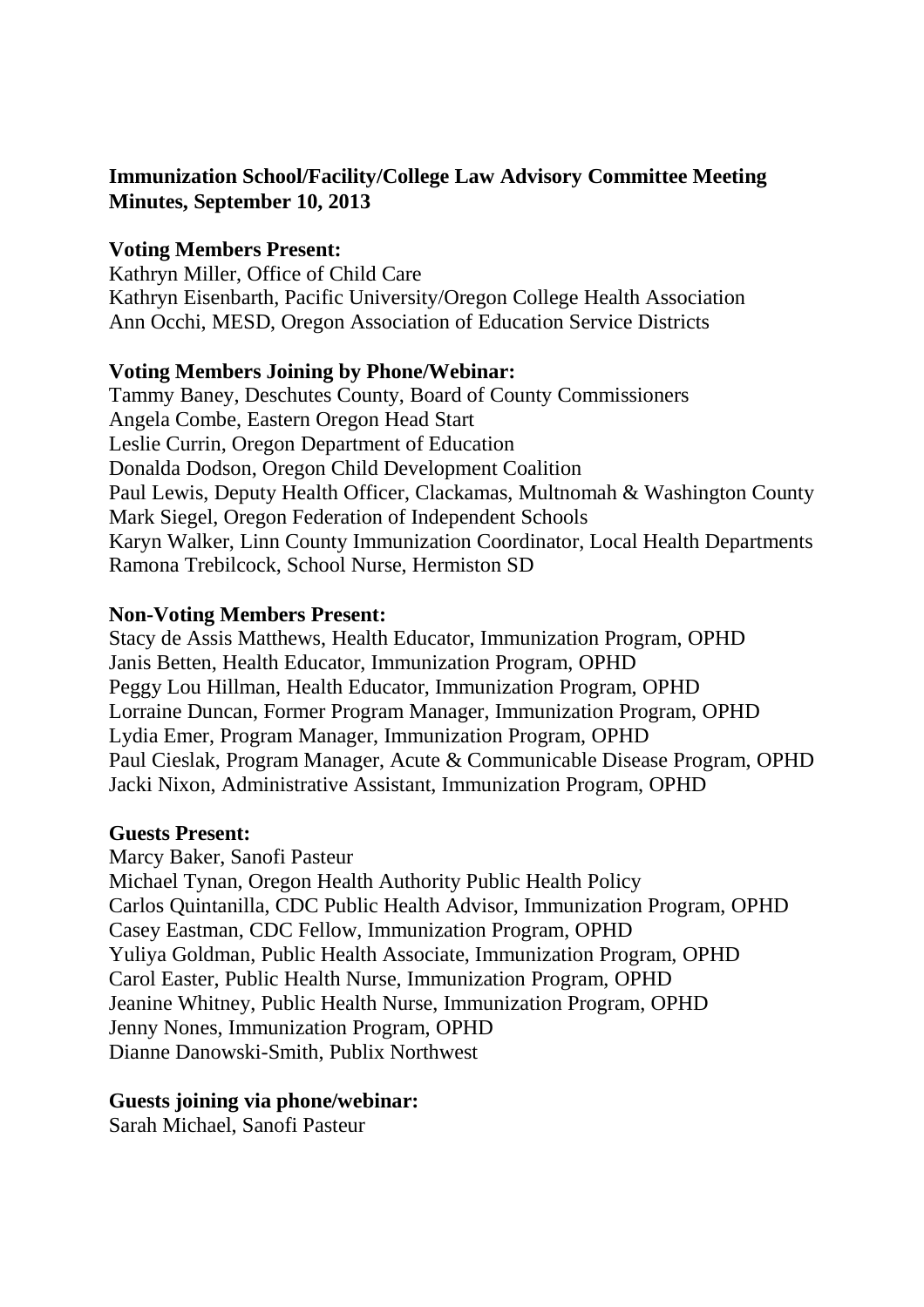**Immunization School/Facility/College Law Advisory Committee Meeting Minutes, September 10, 2013**

**Voting Members Present:**
Kathryn Miller, Office of Child Care
Kathryn Eisenbarth, Pacific University/Oregon College Health Association
Ann Occhi, MESD, Oregon Association of Education Service Districts

**Voting Members Joining by Phone/Webinar:**
Tammy Baney, Deschutes County, Board of County Commissioners
Angela Combe, Eastern Oregon Head Start
Leslie Currin, Oregon Department of Education
Donalda Dodson, Oregon Child Development Coalition
Paul Lewis, Deputy Health Officer, Clackamas, Multnomah & Washington County
Mark Siegel, Oregon Federation of Independent Schools
Karyn Walker, Linn County Immunization Coordinator, Local Health Departments
Ramona Trebilcock, School Nurse, Hermiston SD

**Non-Voting Members Present:**
Stacy de Assis Matthews, Health Educator, Immunization Program, OPHD
Janis Betten, Health Educator, Immunization Program, OPHD
Peggy Lou Hillman, Health Educator, Immunization Program, OPHD
Lorraine Duncan, Former Program Manager, Immunization Program, OPHD
Lydia Emer, Program Manager, Immunization Program, OPHD
Paul Cieslak, Program Manager, Acute & Communicable Disease Program, OPHD
Jacki Nixon, Administrative Assistant, Immunization Program, OPHD

**Guests Present:**
Marcy Baker, Sanofi Pasteur
Michael Tynan, Oregon Health Authority Public Health Policy
Carlos Quintanilla, CDC Public Health Advisor, Immunization Program, OPHD
Casey Eastman, CDC Fellow, Immunization Program, OPHD
Yuliya Goldman, Public Health Associate, Immunization Program, OPHD
Carol Easter, Public Health Nurse, Immunization Program, OPHD
Jeanine Whitney, Public Health Nurse, Immunization Program, OPHD
Jenny Nones, Immunization Program, OPHD
Dianne Danowski-Smith, Publix Northwest

**Guests joining via phone/webinar:**
Sarah Michael, Sanofi Pasteur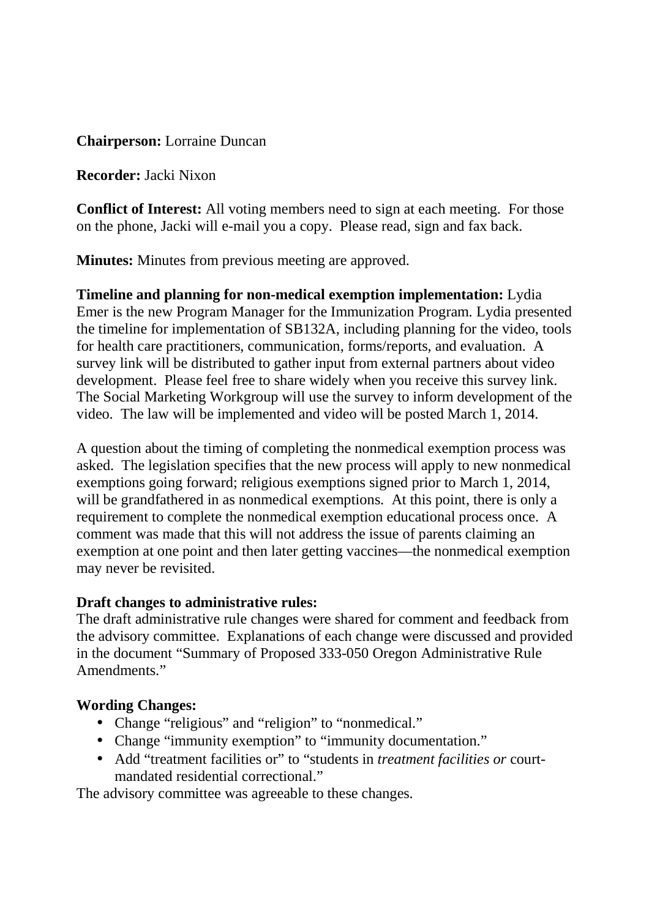**Chairperson:** Lorraine Duncan

**Recorder:** Jacki Nixon

**Conflict of Interest:** All voting members need to sign at each meeting. For those on the phone, Jacki will e-mail you a copy. Please read, sign and fax back.

**Minutes:** Minutes from previous meeting are approved.

**Timeline and planning for non-medical exemption implementation:** Lydia Emer is the new Program Manager for the Immunization Program. Lydia presented the timeline for implementation of SB132A, including planning for the video, tools for health care practitioners, communication, forms/reports, and evaluation. A survey link will be distributed to gather input from external partners about video development. Please feel free to share widely when you receive this survey link. The Social Marketing Workgroup will use the survey to inform development of the video. The law will be implemented and video will be posted March 1, 2014.

A question about the timing of completing the nonmedical exemption process was asked. The legislation specifies that the new process will apply to new nonmedical exemptions going forward; religious exemptions signed prior to March 1, 2014, will be grandfathered in as nonmedical exemptions. At this point, there is only a requirement to complete the nonmedical exemption educational process once. A comment was made that this will not address the issue of parents claiming an exemption at one point and then later getting vaccines—the nonmedical exemption may never be revisited.

**Draft changes to administrative rules:**
The draft administrative rule changes were shared for comment and feedback from the advisory committee. Explanations of each change were discussed and provided in the document "Summary of Proposed 333-050 Oregon Administrative Rule Amendments."

**Wording Changes:**

- Change "religious" and "religion" to "nonmedical."
- Change "immunity exemption" to "immunity documentation."
- Add "treatment facilities or" to "students in *treatment facilities or* court-mandated residential correctional."

The advisory committee was agreeable to these changes.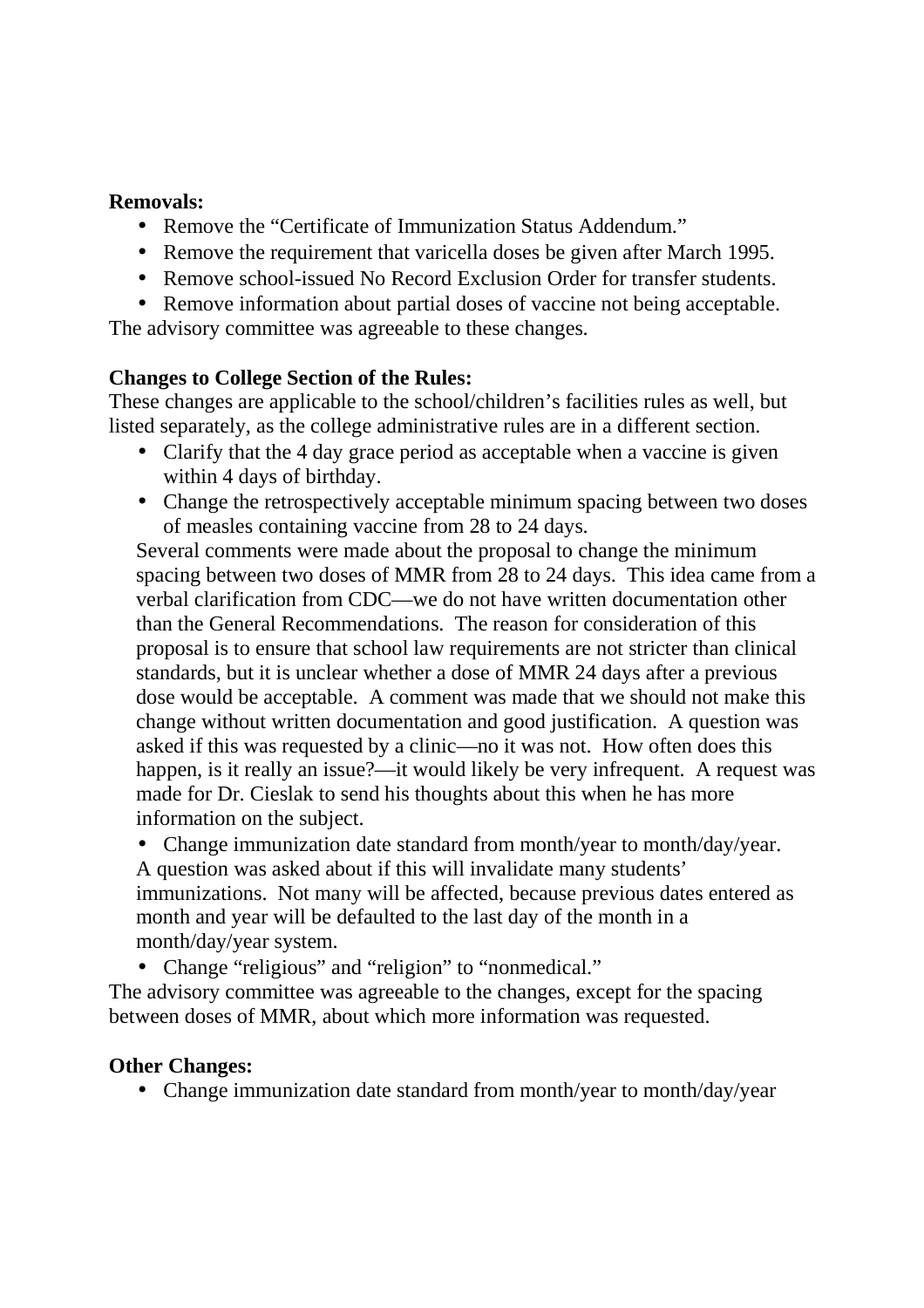**Removals:**

- Remove the "Certificate of Immunization Status Addendum."
- Remove the requirement that varicella doses be given after March 1995.
- Remove school-issued No Record Exclusion Order for transfer students.
- Remove information about partial doses of vaccine not being acceptable.

The advisory committee was agreeable to these changes.

**Changes to College Section of the Rules:**

These changes are applicable to the school/children's facilities rules as well, but listed separately, as the college administrative rules are in a different section.

- Clarify that the 4 day grace period as acceptable when a vaccine is given within 4 days of birthday.
- Change the retrospectively acceptable minimum spacing between two doses of measles containing vaccine from 28 to 24 days.

  Several comments were made about the proposal to change the minimum spacing between two doses of MMR from 28 to 24 days. This idea came from a verbal clarification from CDC—we do not have written documentation other than the General Recommendations. The reason for consideration of this proposal is to ensure that school law requirements are not stricter than clinical standards, but it is unclear whether a dose of MMR 24 days after a previous dose would be acceptable. A comment was made that we should not make this change without written documentation and good justification. A question was asked if this was requested by a clinic—no it was not. How often does this happen, is it really an issue?—it would likely be very infrequent. A request was made for Dr. Cieslak to send his thoughts about this when he has more information on the subject.

- Change immunization date standard from month/year to month/day/year.

  A question was asked about if this will invalidate many students' immunizations. Not many will be affected, because previous dates entered as month and year will be defaulted to the last day of the month in a month/day/year system.

- Change "religious" and "religion" to "nonmedical."

The advisory committee was agreeable to the changes, except for the spacing between doses of MMR, about which more information was requested.

**Other Changes:**

- Change immunization date standard from month/year to month/day/year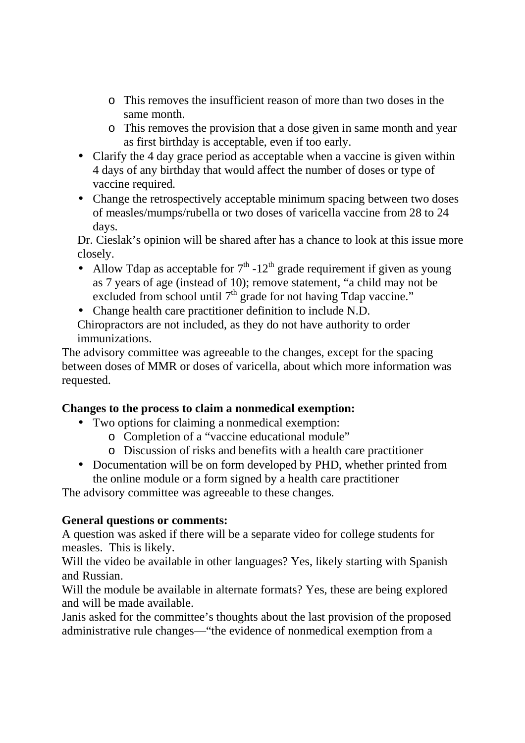- This removes the insufficient reason of more than two doses in the same month.
  - This removes the provision that a dose given in same month and year as first birthday is acceptable, even if too early.
- Clarify the 4 day grace period as acceptable when a vaccine is given within 4 days of any birthday that would affect the number of doses or type of vaccine required.
- Change the retrospectively acceptable minimum spacing between two doses of measles/mumps/rubella or two doses of varicella vaccine from 28 to 24 days.

  Dr. Cieslak's opinion will be shared after has a chance to look at this issue more closely.
- Allow Tdap as acceptable for 7th -12th grade requirement if given as young as 7 years of age (instead of 10); remove statement, "a child may not be excluded from school until 7th grade for not having Tdap vaccine."
- Change health care practitioner definition to include N.D.

  Chiropractors are not included, as they do not have authority to order immunizations.

The advisory committee was agreeable to the changes, except for the spacing between doses of MMR or doses of varicella, about which more information was requested.

**Changes to the process to claim a nonmedical exemption:**

- Two options for claiming a nonmedical exemption:
  - Completion of a "vaccine educational module"
  - Discussion of risks and benefits with a health care practitioner
- Documentation will be on form developed by PHD, whether printed from the online module or a form signed by a health care practitioner

The advisory committee was agreeable to these changes.

**General questions or comments:**

A question was asked if there will be a separate video for college students for measles. This is likely.

Will the video be available in other languages? Yes, likely starting with Spanish and Russian.

Will the module be available in alternate formats? Yes, these are being explored and will be made available.

Janis asked for the committee's thoughts about the last provision of the proposed administrative rule changes—"the evidence of nonmedical exemption from a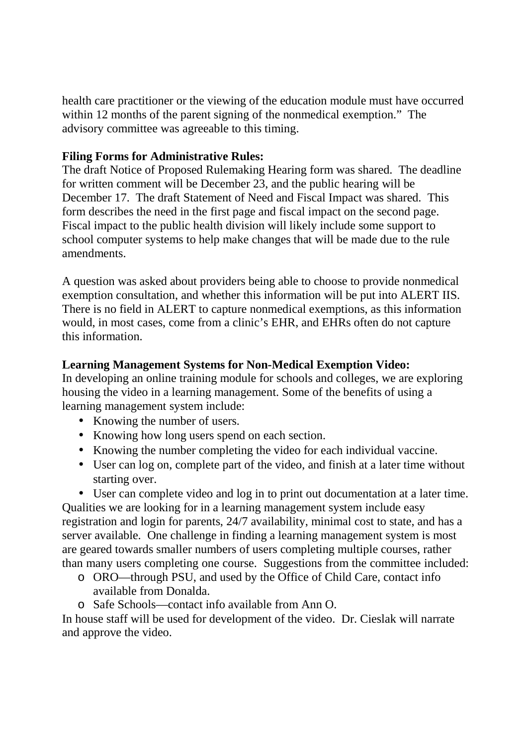health care practitioner or the viewing of the education module must have occurred within 12 months of the parent signing of the nonmedical exemption." The advisory committee was agreeable to this timing.

**Filing Forms for Administrative Rules:**
The draft Notice of Proposed Rulemaking Hearing form was shared. The deadline for written comment will be December 23, and the public hearing will be December 17. The draft Statement of Need and Fiscal Impact was shared. This form describes the need in the first page and fiscal impact on the second page. Fiscal impact to the public health division will likely include some support to school computer systems to help make changes that will be made due to the rule amendments.

A question was asked about providers being able to choose to provide nonmedical exemption consultation, and whether this information will be put into ALERT IIS. There is no field in ALERT to capture nonmedical exemptions, as this information would, in most cases, come from a clinic's EHR, and EHRs often do not capture this information.

**Learning Management Systems for Non-Medical Exemption Video:**
In developing an online training module for schools and colleges, we are exploring housing the video in a learning management. Some of the benefits of using a learning management system include:

- Knowing the number of users.
- Knowing how long users spend on each section.
- Knowing the number completing the video for each individual vaccine.
- User can log on, complete part of the video, and finish at a later time without starting over.
- User can complete video and log in to print out documentation at a later time.

Qualities we are looking for in a learning management system include easy registration and login for parents, 24/7 availability, minimal cost to state, and has a server available. One challenge in finding a learning management system is most are geared towards smaller numbers of users completing multiple courses, rather than many users completing one course. Suggestions from the committee included:

- ORO—through PSU, and used by the Office of Child Care, contact info available from Donalda.
- Safe Schools—contact info available from Ann O.

In house staff will be used for development of the video. Dr. Cieslak will narrate and approve the video.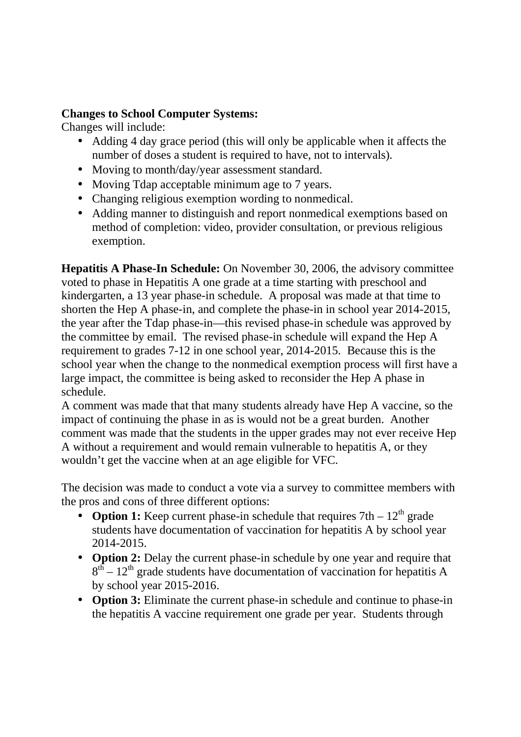**Changes to School Computer Systems:**
Changes will include:

- Adding 4 day grace period (this will only be applicable when it affects the number of doses a student is required to have, not to intervals).
- Moving to month/day/year assessment standard.
- Moving Tdap acceptable minimum age to 7 years.
- Changing religious exemption wording to nonmedical.
- Adding manner to distinguish and report nonmedical exemptions based on method of completion: video, provider consultation, or previous religious exemption.

**Hepatitis A Phase-In Schedule:** On November 30, 2006, the advisory committee voted to phase in Hepatitis A one grade at a time starting with preschool and kindergarten, a 13 year phase-in schedule. A proposal was made at that time to shorten the Hep A phase-in, and complete the phase-in in school year 2014-2015, the year after the Tdap phase-in—this revised phase-in schedule was approved by the committee by email. The revised phase-in schedule will expand the Hep A requirement to grades 7-12 in one school year, 2014-2015. Because this is the school year when the change to the nonmedical exemption process will first have a large impact, the committee is being asked to reconsider the Hep A phase in schedule.
A comment was made that that many students already have Hep A vaccine, so the impact of continuing the phase in as is would not be a great burden. Another comment was made that the students in the upper grades may not ever receive Hep A without a requirement and would remain vulnerable to hepatitis A, or they wouldn't get the vaccine when at an age eligible for VFC.

The decision was made to conduct a vote via a survey to committee members with the pros and cons of three different options:

- **Option 1:** Keep current phase-in schedule that requires 7th – 12th grade students have documentation of vaccination for hepatitis A by school year 2014-2015.
- **Option 2:** Delay the current phase-in schedule by one year and require that 8th – 12th grade students have documentation of vaccination for hepatitis A by school year 2015-2016.
- **Option 3:** Eliminate the current phase-in schedule and continue to phase-in the hepatitis A vaccine requirement one grade per year. Students through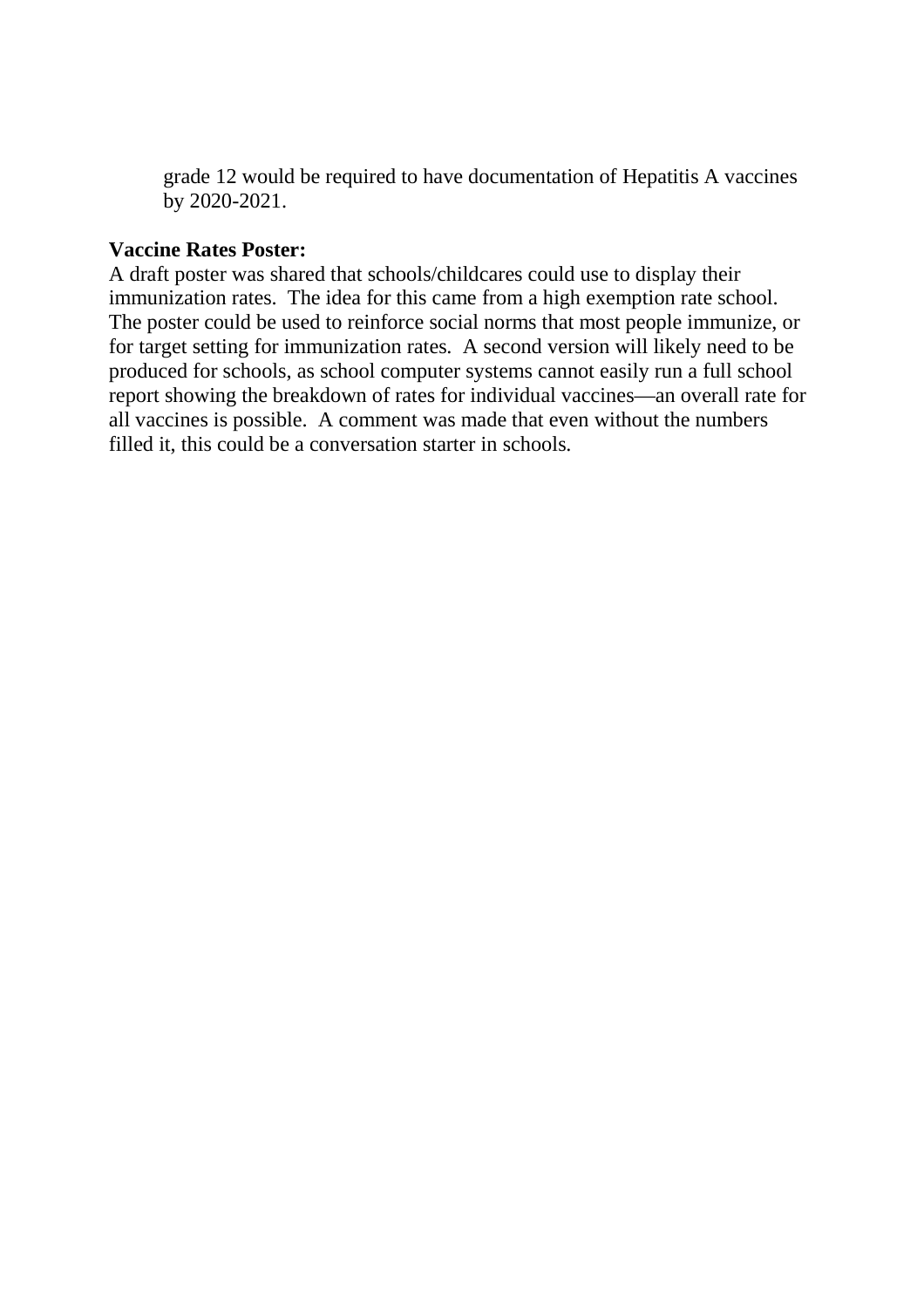grade 12 would be required to have documentation of Hepatitis A vaccines by 2020-2021.

**Vaccine Rates Poster:**
A draft poster was shared that schools/childcares could use to display their immunization rates. The idea for this came from a high exemption rate school. The poster could be used to reinforce social norms that most people immunize, or for target setting for immunization rates. A second version will likely need to be produced for schools, as school computer systems cannot easily run a full school report showing the breakdown of rates for individual vaccines—an overall rate for all vaccines is possible. A comment was made that even without the numbers filled it, this could be a conversation starter in schools.